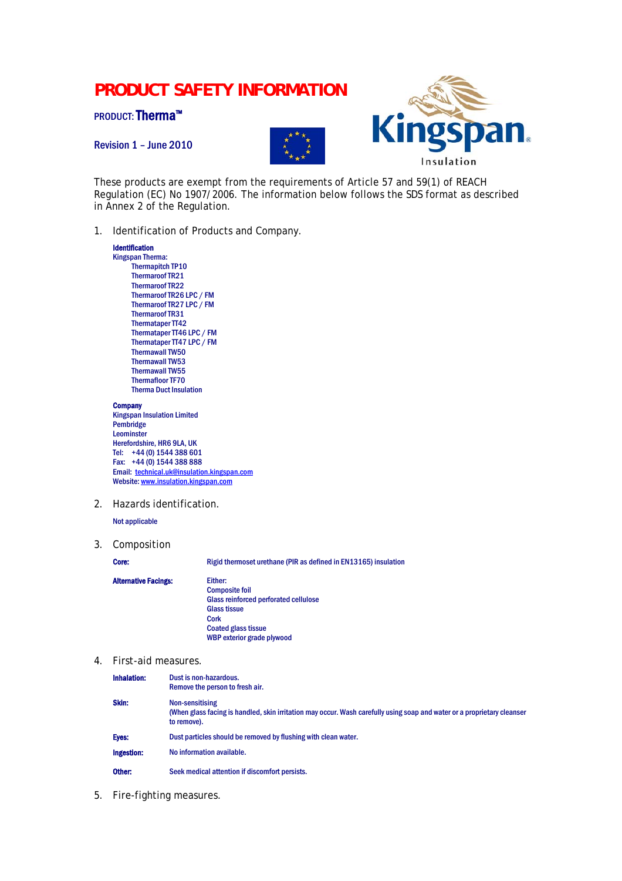# PRODUCT SAFETY INFORMATION

**PRODUCT: Therma™**

**Revision 1 – June 2010**

These products are exempt from the requirements of Article 57 and 59(1) of REACH Regulation (EC) No 1907/2006. The information below follows the SDS format as described in Annex 2 of the Regulation.

## 1. Identification of Products and Company.

**Identification**

Kingspan Therma:

- Thermapitch TP10
- Thermaroof TR21
- Thermaroof TR22
- Thermaroof TR26 LPC / FM
- Thermaroof TR27 LPC / FM
- Thermaroof TR31
- Thermataper TT42
- Thermataper TT46 LPC / FM
- Thermataper TT47 LPC / FM
- Thermawall TW50
- Thermawall TW53
- Thermawall TW55
- Thermafloor TF70
- Therma Duct Insulation

**Company**

Kingspan Insulation Limited
Pembridge
Leominster
Herefordshire, HR6 9LA, UK
Tel: +44 (0) 1544 388 601
Fax: +44 (0) 1544 388 888
Email: technical.uk@insulation.kingspan.com
Website: www.insulation.kingspan.com

## 2. Hazards identification.

Not applicable

## 3. Composition

**Core:** Rigid thermoset urethane (PIR as defined in EN13165) insulation

**Alternative Facings:** Either:
- Composite foil
- Glass reinforced perforated cellulose
- Glass tissue
- Cork
- Coated glass tissue
- WBP exterior grade plywood

## 4. First-aid measures.

**Inhalation:** Dust is non-hazardous.
Remove the person to fresh air.

**Skin:** Non-sensitising
(When glass facing is handled, skin irritation may occur. Wash carefully using soap and water or a proprietary cleanser to remove).

**Eyes:** Dust particles should be removed by flushing with clean water.

**Ingestion:** No information available.

**Other:** Seek medical attention if discomfort persists.

## 5. Fire-fighting measures.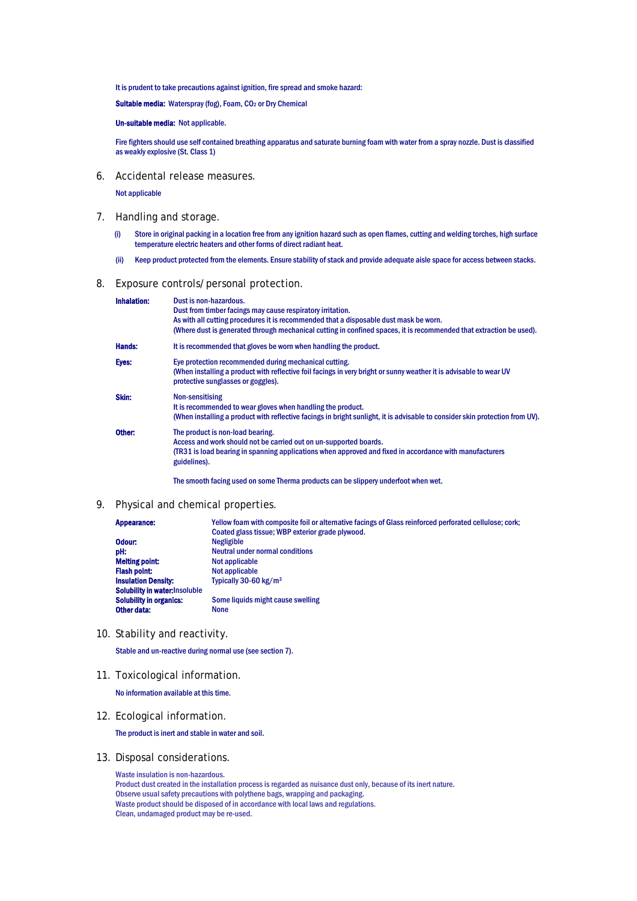It is prudent to take precautions against ignition, fire spread and smoke hazard:

**Suitable media:** Waterspray (fog), Foam, $CO_2$ or Dry Chemical

**Un-suitable media:** Not applicable.

Fire fighters should use self contained breathing apparatus and saturate burning foam with water from a spray nozzle. Dust is classified as weakly explosive (St. Class 1)

## 6. Accidental release measures.

Not applicable

## 7. Handling and storage.

(i) Store in original packing in a location free from any ignition hazard such as open flames, cutting and welding torches, high surface temperature electric heaters and other forms of direct radiant heat.

(ii) Keep product protected from the elements. Ensure stability of stack and provide adequate aisle space for access between stacks.

## 8. Exposure controls/personal protection.

**Inhalation:** Dust is non-hazardous.
Dust from timber facings may cause respiratory irritation.
As with all cutting procedures it is recommended that a disposable dust mask be worn.
(Where dust is generated through mechanical cutting in confined spaces, it is recommended that extraction be used).

**Hands:** It is recommended that gloves be worn when handling the product.

**Eyes:** Eye protection recommended during mechanical cutting.
(When installing a product with reflective foil facings in very bright or sunny weather it is advisable to wear UV protective sunglasses or goggles).

**Skin:** Non-sensitising
It is recommended to wear gloves when handling the product.
(When installing a product with reflective facings in bright sunlight, it is advisable to consider skin protection from UV).

**Other:** The product is non-load bearing.
Access and work should not be carried out on un-supported boards.
(TR31 is load bearing in spanning applications when approved and fixed in accordance with manufacturers guidelines).

The smooth facing used on some Therma products can be slippery underfoot when wet.

## 9. Physical and chemical properties.

**Appearance:** Yellow foam with composite foil or alternative facings of Glass reinforced perforated cellulose; cork; Coated glass tissue; WBP exterior grade plywood.
**Odour:** Negligible
**pH:** Neutral under normal conditions
**Melting point:** Not applicable
**Flash point:** Not applicable
**Insulation Density:** Typically 30-60 kg/m$^3$
**Solubility in water:** Insoluble
**Solubility in organics:** Some liquids might cause swelling
**Other data:** None

## 10. Stability and reactivity.

Stable and un-reactive during normal use (see section 7).

## 11. Toxicological information.

No information available at this time.

## 12. Ecological information.

The product is inert and stable in water and soil.

## 13. Disposal considerations.

Waste insulation is non-hazardous.
Product dust created in the installation process is regarded as nuisance dust only, because of its inert nature.
Observe usual safety precautions with polythene bags, wrapping and packaging.
Waste product should be disposed of in accordance with local laws and regulations.
Clean, undamaged product may be re-used.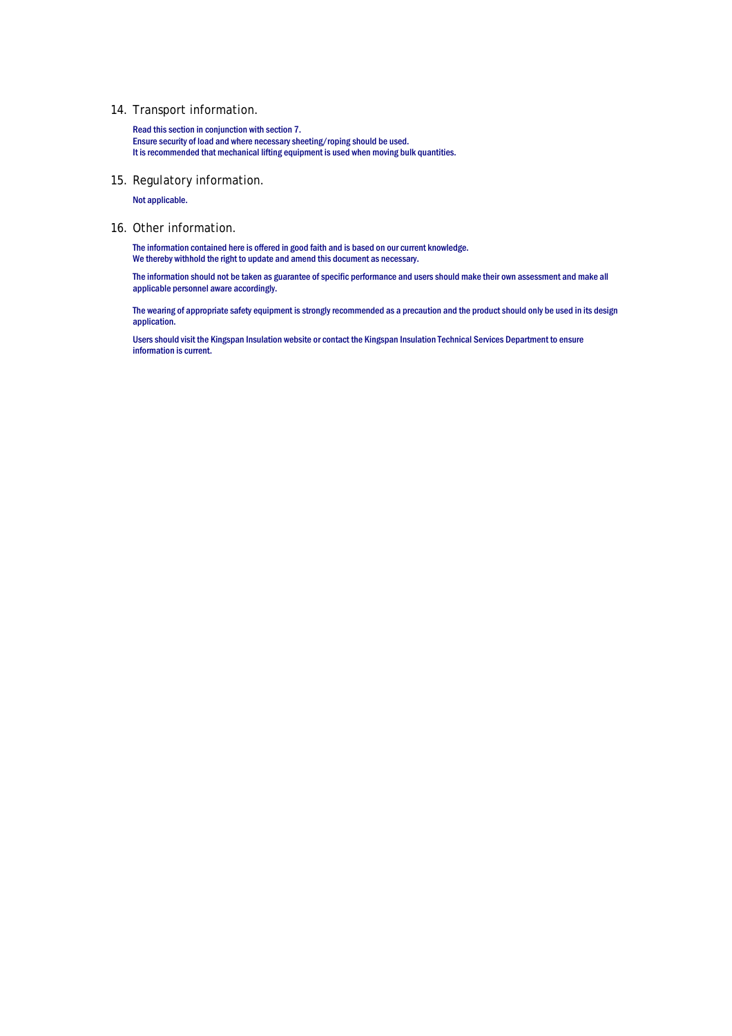## 14. Transport information.

Read this section in conjunction with section 7.
Ensure security of load and where necessary sheeting/roping should be used.
It is recommended that mechanical lifting equipment is used when moving bulk quantities.

## 15. Regulatory information.

Not applicable.

## 16. Other information.

The information contained here is offered in good faith and is based on our current knowledge.
We thereby withhold the right to update and amend this document as necessary.

The information should not be taken as guarantee of specific performance and users should make their own assessment and make all applicable personnel aware accordingly.

The wearing of appropriate safety equipment is strongly recommended as a precaution and the product should only be used in its design application.

Users should visit the Kingspan Insulation website or contact the Kingspan Insulation Technical Services Department to ensure information is current.